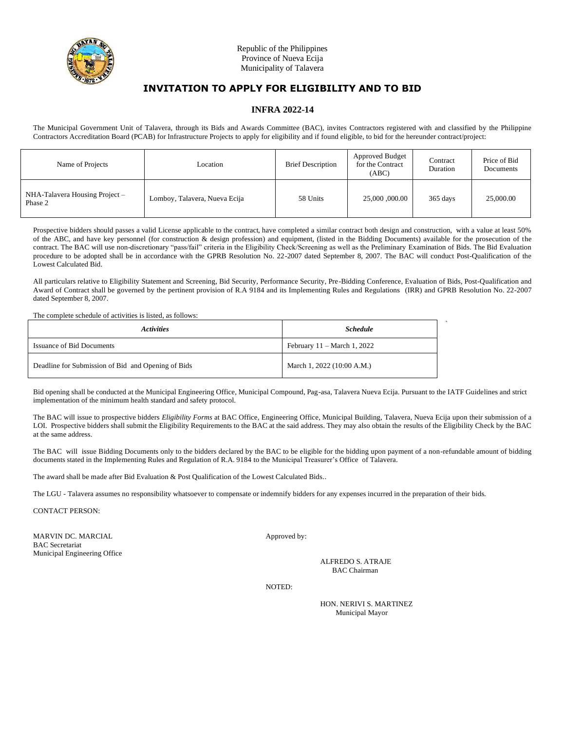Republic of the Philippines
Province of Nueva Ecija
Municipality of Talavera

# INVITATION TO APPLY FOR ELIGIBILITY AND TO BID

## INFRA 2022-14

The Municipal Government Unit of Talavera, through its Bids and Awards Committee (BAC), invites Contractors registered with and classified by the Philippine Contractors Accreditation Board (PCAB) for Infrastructure Projects to apply for eligibility and if found eligible, to bid for the hereunder contract/project:

| Name of Projects | Location | Brief Description | Approved Budget for the Contract (ABC) | Contract Duration | Price of Bid Documents |
|---|---|---|---|---|---|
| NHA-Talavera Housing Project – Phase 2 | Lomboy, Talavera, Nueva Ecija | 58 Units | 25,000 ,000.00 | 365 days | 25,000.00 |

Prospective bidders should passes a valid License applicable to the contract, have completed a similar contract both design and construction, with a value at least 50% of the ABC, and have key personnel (for construction & design profession) and equipment, (listed in the Bidding Documents) available for the prosecution of the contract. The BAC will use non-discretionary "pass/fail" criteria in the Eligibility Check/Screening as well as the Preliminary Examination of Bids. The Bid Evaluation procedure to be adopted shall be in accordance with the GPRB Resolution No. 22-2007 dated September 8, 2007. The BAC will conduct Post-Qualification of the Lowest Calculated Bid.

All particulars relative to Eligibility Statement and Screening, Bid Security, Performance Security, Pre-Bidding Conference, Evaluation of Bids, Post-Qualification and Award of Contract shall be governed by the pertinent provision of R.A 9184 and its Implementing Rules and Regulations (IRR) and GPRB Resolution No. 22-2007 dated September 8, 2007.

The complete schedule of activities is listed, as follows:

| *Activities* | *Schedule* |
|---|---|
| Issuance of Bid Documents | February 11 – March 1, 2022 |
| Deadline for Submission of Bid and Opening of Bids | March 1, 2022 (10:00 A.M.) |

Bid opening shall be conducted at the Municipal Engineering Office, Municipal Compound, Pag-asa, Talavera Nueva Ecija. Pursuant to the IATF Guidelines and strict implementation of the minimum health standard and safety protocol.

The BAC will issue to prospective bidders *Eligibility Forms* at BAC Office, Engineering Office, Municipal Building, Talavera, Nueva Ecija upon their submission of a LOI. Prospective bidders shall submit the Eligibility Requirements to the BAC at the said address. They may also obtain the results of the Eligibility Check by the BAC at the same address.

The BAC will issue Bidding Documents only to the bidders declared by the BAC to be eligible for the bidding upon payment of a non-refundable amount of bidding documents stated in the Implementing Rules and Regulation of R.A. 9184 to the Municipal Treasurer's Office of Talavera.

The award shall be made after Bid Evaluation & Post Qualification of the Lowest Calculated Bids..

The LGU - Talavera assumes no responsibility whatsoever to compensate or indemnify bidders for any expenses incurred in the preparation of their bids.

CONTACT PERSON:

MARVIN DC. MARCIAL
BAC Secretariat
Municipal Engineering Office

Approved by:

ALFREDO S. ATRAJE
BAC Chairman

NOTED:

HON. NERIVI S. MARTINEZ
Municipal Mayor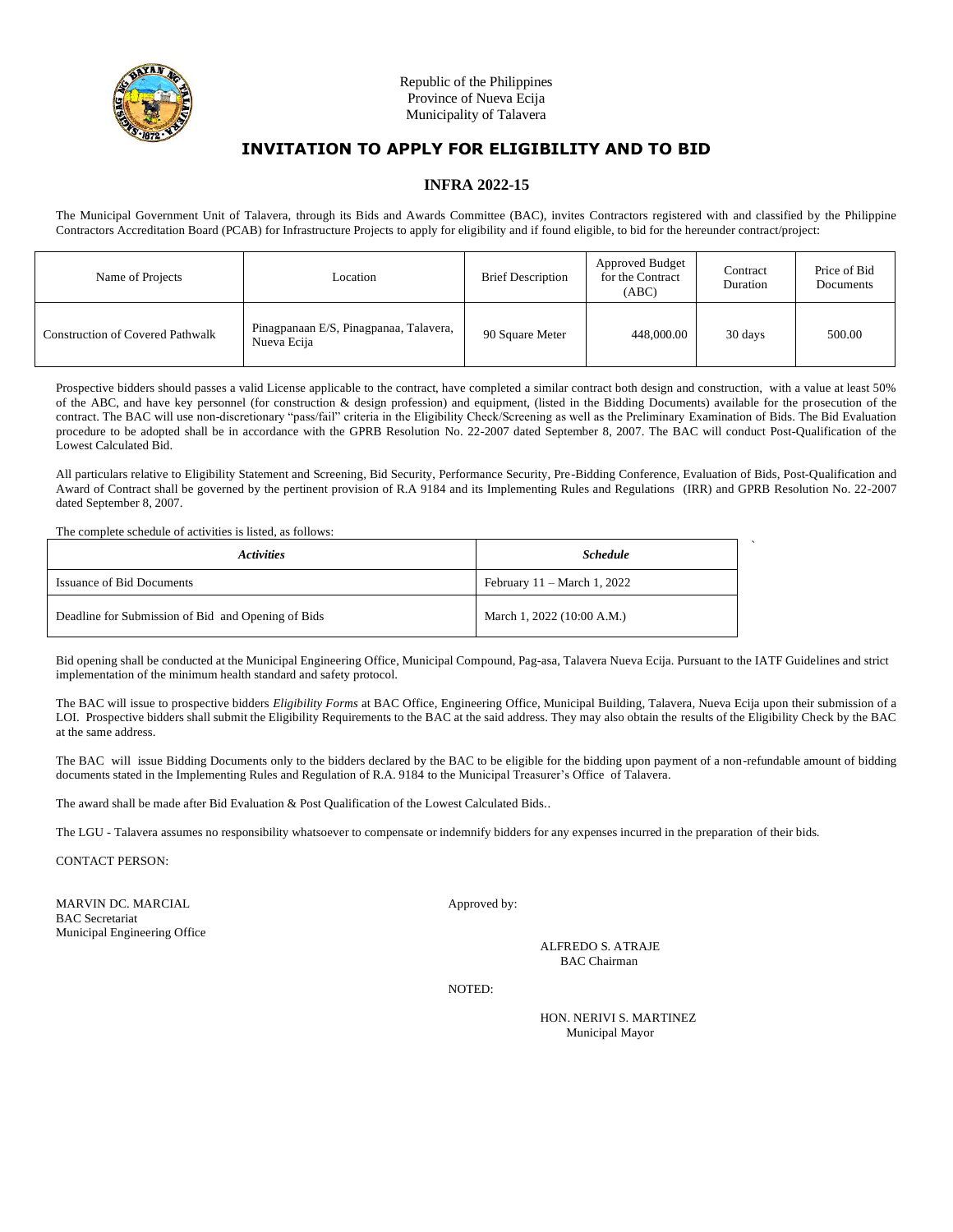Republic of the Philippines
Province of Nueva Ecija
Municipality of Talavera

# INVITATION TO APPLY FOR ELIGIBILITY AND TO BID

## INFRA 2022-15

The Municipal Government Unit of Talavera, through its Bids and Awards Committee (BAC), invites Contractors registered with and classified by the Philippine Contractors Accreditation Board (PCAB) for Infrastructure Projects to apply for eligibility and if found eligible, to bid for the hereunder contract/project:

| Name of Projects | Location | Brief Description | Approved Budget for the Contract (ABC) | Contract Duration | Price of Bid Documents |
|---|---|---|---|---|---|
| Construction of Covered Pathwalk | Pinagpanaan E/S, Pinagpanaa, Talavera, Nueva Ecija | 90 Square Meter | 448,000.00 | 30 days | 500.00 |

Prospective bidders should passes a valid License applicable to the contract, have completed a similar contract both design and construction, with a value at least 50% of the ABC, and have key personnel (for construction & design profession) and equipment, (listed in the Bidding Documents) available for the prosecution of the contract. The BAC will use non-discretionary "pass/fail" criteria in the Eligibility Check/Screening as well as the Preliminary Examination of Bids. The Bid Evaluation procedure to be adopted shall be in accordance with the GPRB Resolution No. 22-2007 dated September 8, 2007. The BAC will conduct Post-Qualification of the Lowest Calculated Bid.

All particulars relative to Eligibility Statement and Screening, Bid Security, Performance Security, Pre-Bidding Conference, Evaluation of Bids, Post-Qualification and Award of Contract shall be governed by the pertinent provision of R.A 9184 and its Implementing Rules and Regulations (IRR) and GPRB Resolution No. 22-2007 dated September 8, 2007.

The complete schedule of activities is listed, as follows:

| *Activities* | *Schedule* |
|---|---|
| Issuance of Bid Documents | February 11 – March 1, 2022 |
| Deadline for Submission of Bid and Opening of Bids | March 1, 2022 (10:00 A.M.) |

Bid opening shall be conducted at the Municipal Engineering Office, Municipal Compound, Pag-asa, Talavera Nueva Ecija. Pursuant to the IATF Guidelines and strict implementation of the minimum health standard and safety protocol.

The BAC will issue to prospective bidders *Eligibility Forms* at BAC Office, Engineering Office, Municipal Building, Talavera, Nueva Ecija upon their submission of a LOI. Prospective bidders shall submit the Eligibility Requirements to the BAC at the said address. They may also obtain the results of the Eligibility Check by the BAC at the same address.

The BAC will issue Bidding Documents only to the bidders declared by the BAC to be eligible for the bidding upon payment of a non-refundable amount of bidding documents stated in the Implementing Rules and Regulation of R.A. 9184 to the Municipal Treasurer's Office of Talavera.

The award shall be made after Bid Evaluation & Post Qualification of the Lowest Calculated Bids..

The LGU - Talavera assumes no responsibility whatsoever to compensate or indemnify bidders for any expenses incurred in the preparation of their bids.

CONTACT PERSON:

MARVIN DC. MARCIAL
BAC Secretariat
Municipal Engineering Office

Approved by:

ALFREDO S. ATRAJE
BAC Chairman

NOTED:

HON. NERIVI S. MARTINEZ
Municipal Mayor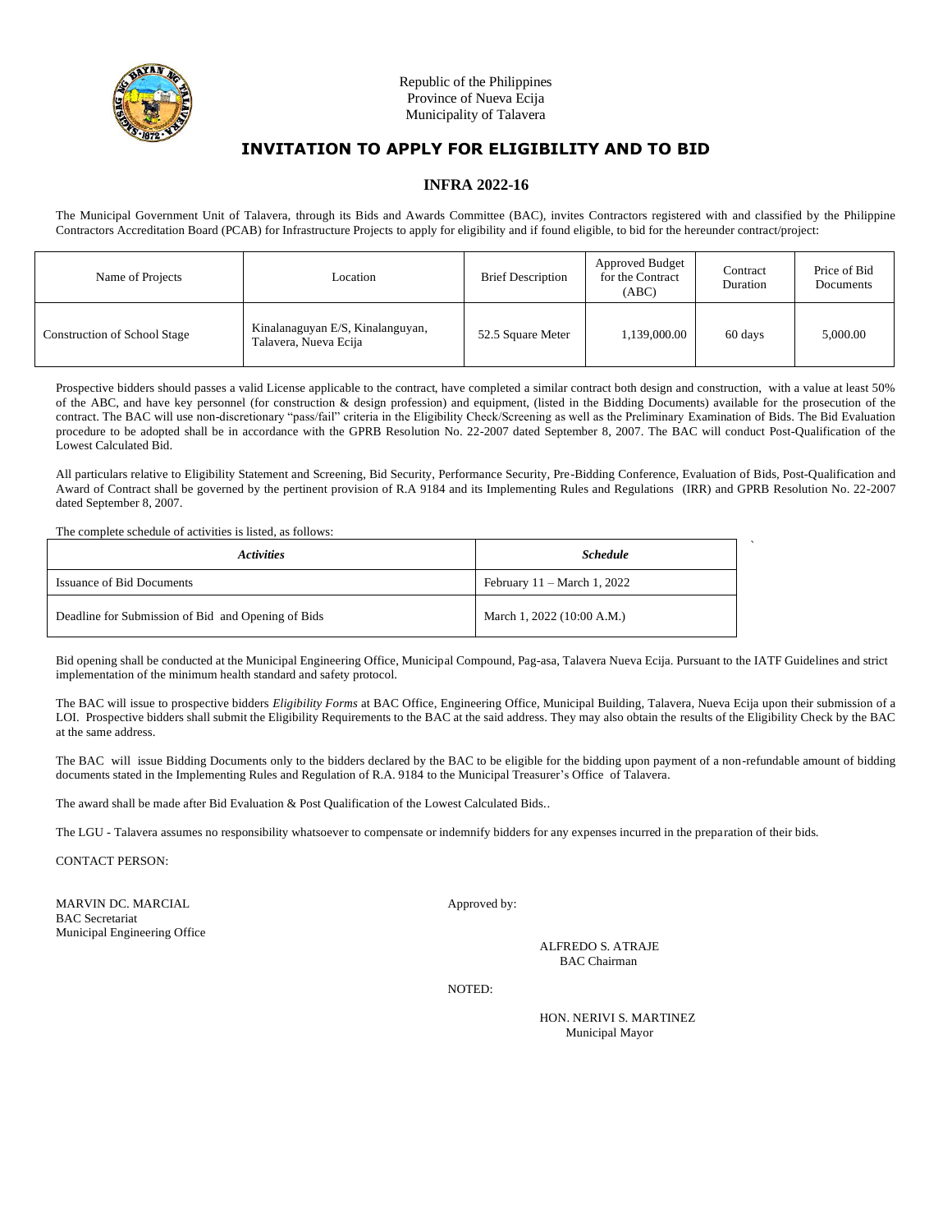Republic of the Philippines
Province of Nueva Ecija
Municipality of Talavera

# INVITATION TO APPLY FOR ELIGIBILITY AND TO BID

## INFRA 2022-16

The Municipal Government Unit of Talavera, through its Bids and Awards Committee (BAC), invites Contractors registered with and classified by the Philippine Contractors Accreditation Board (PCAB) for Infrastructure Projects to apply for eligibility and if found eligible, to bid for the hereunder contract/project:

| Name of Projects | Location | Brief Description | Approved Budget for the Contract (ABC) | Contract Duration | Price of Bid Documents |
|---|---|---|---|---|---|
| Construction of School Stage | Kinalanaguyan E/S, Kinalanguyan, Talavera, Nueva Ecija | 52.5 Square Meter | 1,139,000.00 | 60 days | 5,000.00 |

Prospective bidders should passes a valid License applicable to the contract, have completed a similar contract both design and construction, with a value at least 50% of the ABC, and have key personnel (for construction & design profession) and equipment, (listed in the Bidding Documents) available for the prosecution of the contract. The BAC will use non-discretionary "pass/fail" criteria in the Eligibility Check/Screening as well as the Preliminary Examination of Bids. The Bid Evaluation procedure to be adopted shall be in accordance with the GPRB Resolution No. 22-2007 dated September 8, 2007. The BAC will conduct Post-Qualification of the Lowest Calculated Bid.

All particulars relative to Eligibility Statement and Screening, Bid Security, Performance Security, Pre-Bidding Conference, Evaluation of Bids, Post-Qualification and Award of Contract shall be governed by the pertinent provision of R.A 9184 and its Implementing Rules and Regulations (IRR) and GPRB Resolution No. 22-2007 dated September 8, 2007.

The complete schedule of activities is listed, as follows:

| *Activities* | *Schedule* |
|---|---|
| Issuance of Bid Documents | February 11 – March 1, 2022 |
| Deadline for Submission of Bid and Opening of Bids | March 1, 2022 (10:00 A.M.) |

Bid opening shall be conducted at the Municipal Engineering Office, Municipal Compound, Pag-asa, Talavera Nueva Ecija. Pursuant to the IATF Guidelines and strict implementation of the minimum health standard and safety protocol.

The BAC will issue to prospective bidders *Eligibility Forms* at BAC Office, Engineering Office, Municipal Building, Talavera, Nueva Ecija upon their submission of a LOI. Prospective bidders shall submit the Eligibility Requirements to the BAC at the said address. They may also obtain the results of the Eligibility Check by the BAC at the same address.

The BAC will issue Bidding Documents only to the bidders declared by the BAC to be eligible for the bidding upon payment of a non-refundable amount of bidding documents stated in the Implementing Rules and Regulation of R.A. 9184 to the Municipal Treasurer's Office of Talavera.

The award shall be made after Bid Evaluation & Post Qualification of the Lowest Calculated Bids..

The LGU - Talavera assumes no responsibility whatsoever to compensate or indemnify bidders for any expenses incurred in the preparation of their bids.

CONTACT PERSON:

MARVIN DC. MARCIAL
BAC Secretariat
Municipal Engineering Office

Approved by:

ALFREDO S. ATRAJE
BAC Chairman

NOTED:

HON. NERIVI S. MARTINEZ
Municipal Mayor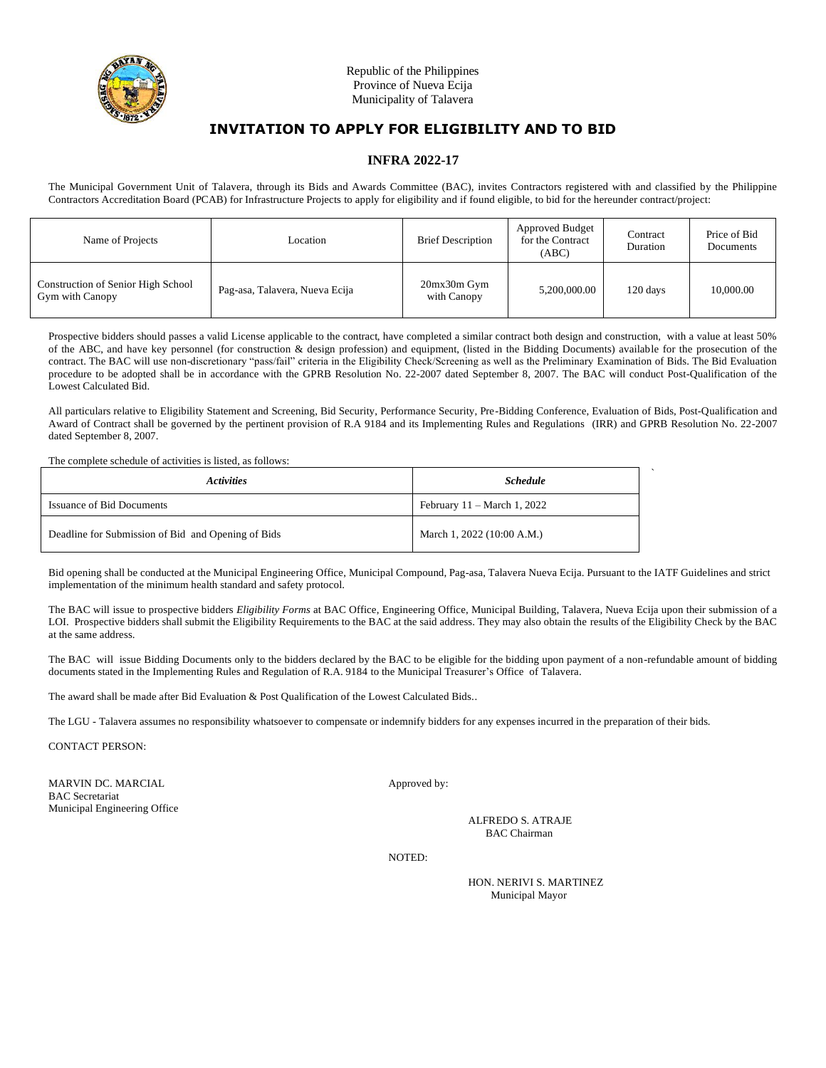Republic of the Philippines
Province of Nueva Ecija
Municipality of Talavera

# INVITATION TO APPLY FOR ELIGIBILITY AND TO BID

## INFRA 2022-17

The Municipal Government Unit of Talavera, through its Bids and Awards Committee (BAC), invites Contractors registered with and classified by the Philippine Contractors Accreditation Board (PCAB) for Infrastructure Projects to apply for eligibility and if found eligible, to bid for the hereunder contract/project:

| Name of Projects | Location | Brief Description | Approved Budget for the Contract (ABC) | Contract Duration | Price of Bid Documents |
|---|---|---|---|---|---|
| Construction of Senior High School Gym with Canopy | Pag-asa, Talavera, Nueva Ecija | 20mx30m Gym with Canopy | 5,200,000.00 | 120 days | 10,000.00 |

Prospective bidders should passes a valid License applicable to the contract, have completed a similar contract both design and construction, with a value at least 50% of the ABC, and have key personnel (for construction & design profession) and equipment, (listed in the Bidding Documents) available for the prosecution of the contract. The BAC will use non-discretionary "pass/fail" criteria in the Eligibility Check/Screening as well as the Preliminary Examination of Bids. The Bid Evaluation procedure to be adopted shall be in accordance with the GPRB Resolution No. 22-2007 dated September 8, 2007. The BAC will conduct Post-Qualification of the Lowest Calculated Bid.

All particulars relative to Eligibility Statement and Screening, Bid Security, Performance Security, Pre-Bidding Conference, Evaluation of Bids, Post-Qualification and Award of Contract shall be governed by the pertinent provision of R.A 9184 and its Implementing Rules and Regulations (IRR) and GPRB Resolution No. 22-2007 dated September 8, 2007.

The complete schedule of activities is listed, as follows:

| *Activities* | *Schedule* |
|---|---|
| Issuance of Bid Documents | February 11 – March 1, 2022 |
| Deadline for Submission of Bid and Opening of Bids | March 1, 2022 (10:00 A.M.) |

Bid opening shall be conducted at the Municipal Engineering Office, Municipal Compound, Pag-asa, Talavera Nueva Ecija. Pursuant to the IATF Guidelines and strict implementation of the minimum health standard and safety protocol.

The BAC will issue to prospective bidders *Eligibility Forms* at BAC Office, Engineering Office, Municipal Building, Talavera, Nueva Ecija upon their submission of a LOI. Prospective bidders shall submit the Eligibility Requirements to the BAC at the said address. They may also obtain the results of the Eligibility Check by the BAC at the same address.

The BAC will issue Bidding Documents only to the bidders declared by the BAC to be eligible for the bidding upon payment of a non-refundable amount of bidding documents stated in the Implementing Rules and Regulation of R.A. 9184 to the Municipal Treasurer's Office of Talavera.

The award shall be made after Bid Evaluation & Post Qualification of the Lowest Calculated Bids..

The LGU - Talavera assumes no responsibility whatsoever to compensate or indemnify bidders for any expenses incurred in the preparation of their bids.

CONTACT PERSON:

MARVIN DC. MARCIAL
BAC Secretariat
Municipal Engineering Office

Approved by:

ALFREDO S. ATRAJE
BAC Chairman

NOTED:

HON. NERIVI S. MARTINEZ
Municipal Mayor